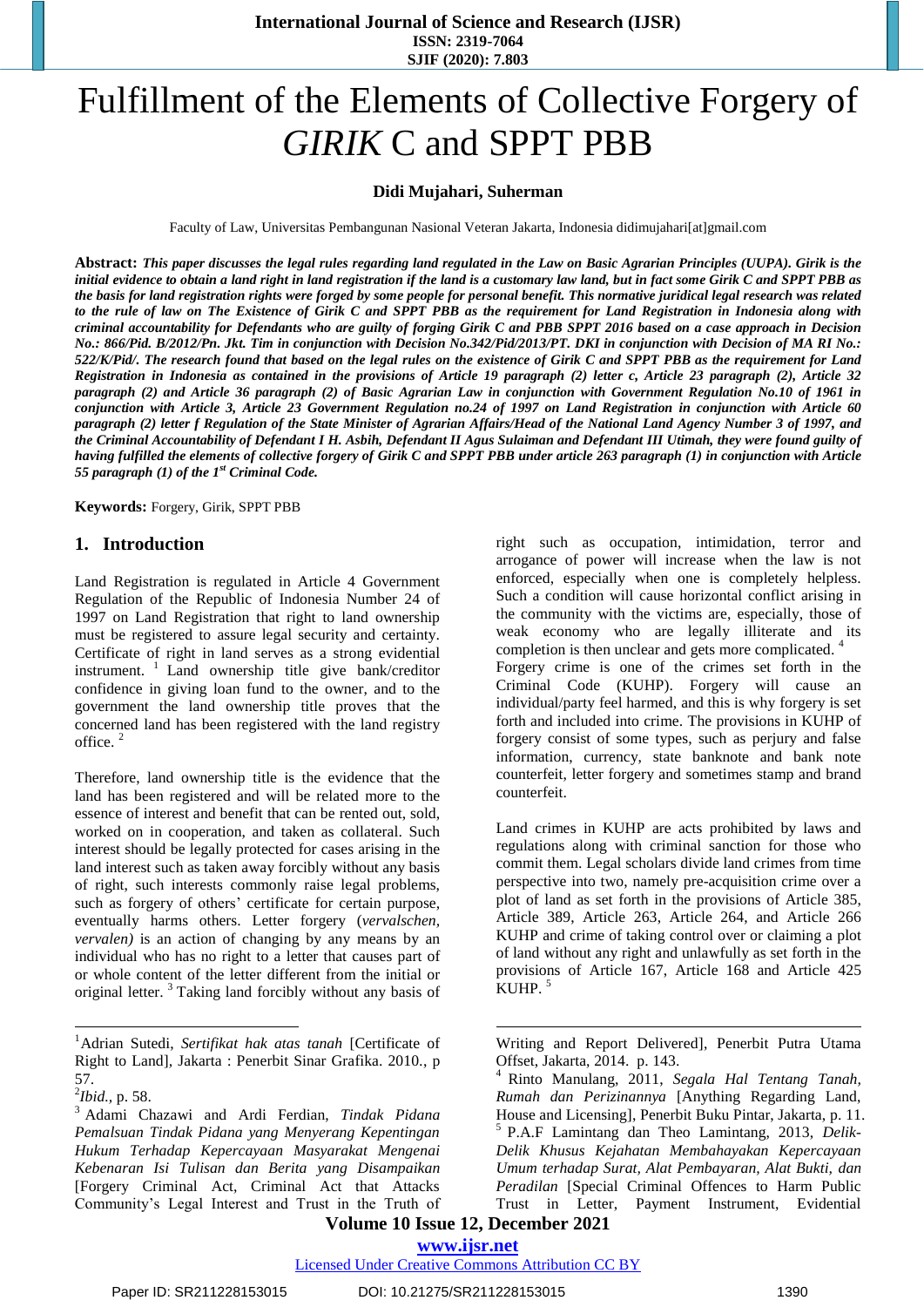# Fulfillment of the Elements of Collective Forgery of *GIRIK* C and SPPT PBB

**Didi Mujahari, Suherman**

Faculty of Law, Universitas Pembangunan Nasional Veteran Jakarta, Indonesia didimujahari[at]gmail.com

**Abstract:** ***This paper discusses the legal rules regarding land regulated in the Law on Basic Agrarian Principles (UUPA). Girik is the initial evidence to obtain a land right in land registration if the land is a customary law land, but in fact some Girik C and SPPT PBB as the basis for land registration rights were forged by some people for personal benefit. This normative juridical legal research was related to the rule of law on The Existence of Girik C and SPPT PBB as the requirement for Land Registration in Indonesia along with criminal accountability for Defendants who are guilty of forging Girik C and PBB SPPT 2016 based on a case approach in Decision No.: 866/Pid. B/2012/Pn. Jkt. Tim in conjunction with Decision No.342/Pid/2013/PT. DKI in conjunction with Decision of MA RI No.: 522/K/Pid/. The research found that based on the legal rules on the existence of Girik C and SPPT PBB as the requirement for Land Registration in Indonesia as contained in the provisions of Article 19 paragraph (2) letter c, Article 23 paragraph (2), Article 32 paragraph (2) and Article 36 paragraph (2) of Basic Agrarian Law in conjunction with Government Regulation No.10 of 1961 in conjunction with Article 3, Article 23 Government Regulation no.24 of 1997 on Land Registration in conjunction with Article 60 paragraph (2) letter f Regulation of the State Minister of Agrarian Affairs/Head of the National Land Agency Number 3 of 1997, and the Criminal Accountability of Defendant I H. Asbih, Defendant II Agus Sulaiman and Defendant III Utimah, they were found guilty of having fulfilled the elements of collective forgery of Girik C and SPPT PBB under article 263 paragraph (1) in conjunction with Article 55 paragraph (1) of the 1st Criminal Code.***

**Keywords:** Forgery, Girik, SPPT PBB

## 1. Introduction

Land Registration is regulated in Article 4 Government Regulation of the Republic of Indonesia Number 24 of 1997 on Land Registration that right to land ownership must be registered to assure legal security and certainty. Certificate of right in land serves as a strong evidential instrument. [1] Land ownership title give bank/creditor confidence in giving loan fund to the owner, and to the government the land ownership title proves that the concerned land has been registered with the land registry office. [2]

Therefore, land ownership title is the evidence that the land has been registered and will be related more to the essence of interest and benefit that can be rented out, sold, worked on in cooperation, and taken as collateral. Such interest should be legally protected for cases arising in the land interest such as taken away forcibly without any basis of right, such interests commonly raise legal problems, such as forgery of others' certificate for certain purpose, eventually harms others. Letter forgery (*vervalschen, vervalen)* is an action of changing by any means by an individual who has no right to a letter that causes part of or whole content of the letter different from the initial or original letter. [3] Taking land forcibly without any basis of right such as occupation, intimidation, terror and arrogance of power will increase when the law is not enforced, especially when one is completely helpless. Such a condition will cause horizontal conflict arising in the community with the victims are, especially, those of weak economy who are legally illiterate and its completion is then unclear and gets more complicated. [4] Forgery crime is one of the crimes set forth in the Criminal Code (KUHP). Forgery will cause an individual/party feel harmed, and this is why forgery is set forth and included into crime. The provisions in KUHP of forgery consist of some types, such as perjury and false information, currency, state banknote and bank note counterfeit, letter forgery and sometimes stamp and brand counterfeit.

Land crimes in KUHP are acts prohibited by laws and regulations along with criminal sanction for those who commit them. Legal scholars divide land crimes from time perspective into two, namely pre-acquisition crime over a plot of land as set forth in the provisions of Article 385, Article 389, Article 263, Article 264, and Article 266 KUHP and crime of claiming control over or claiming a plot of land without any right and unlawfully as set forth in the provisions of Article 167, Article 168 and Article 425 KUHP. [5]

---

[1] Adrian Sutedi, *Sertifikat hak atas tanah* [Certificate of Right to Land], Jakarta : Penerbit Sinar Grafika. 2010., p 57.

[2] *Ibid.*, p. 58.

[3] Adami Chazawi and Ardi Ferdian, *Tindak Pidana Pemalsuan Tindak Pidana yang Menyerang Kepentingan Hukum Terhadap Kepercayaan Masyarakat Mengenai Kebenaran Isi Tulisan dan Berita yang Disampaikan* [Forgery Criminal Act, Criminal Act that Attacks Community's Legal Interest and Trust in the Truth of Writing and Report Delivered], Penerbit Putra Utama Offset, Jakarta, 2014. p. 143.

[4] Rinto Manulang, 2011, *Segala Hal Tentang Tanah, Rumah dan Perizinannya* [Anything Regarding Land, House and Licensing], Penerbit Buku Pintar, Jakarta, p. 11.

[5] P.A.F Lamintang dan Theo Lamintang, 2013, *Delik-Delik Khusus Kejahatan Membahayakan Kepercayaan Umum terhadap Surat, Alat Pembayaran, Alat Bukti, dan Peradilan* [Special Criminal Offences to Harm Public Trust in Letter, Payment Instrument, Evidential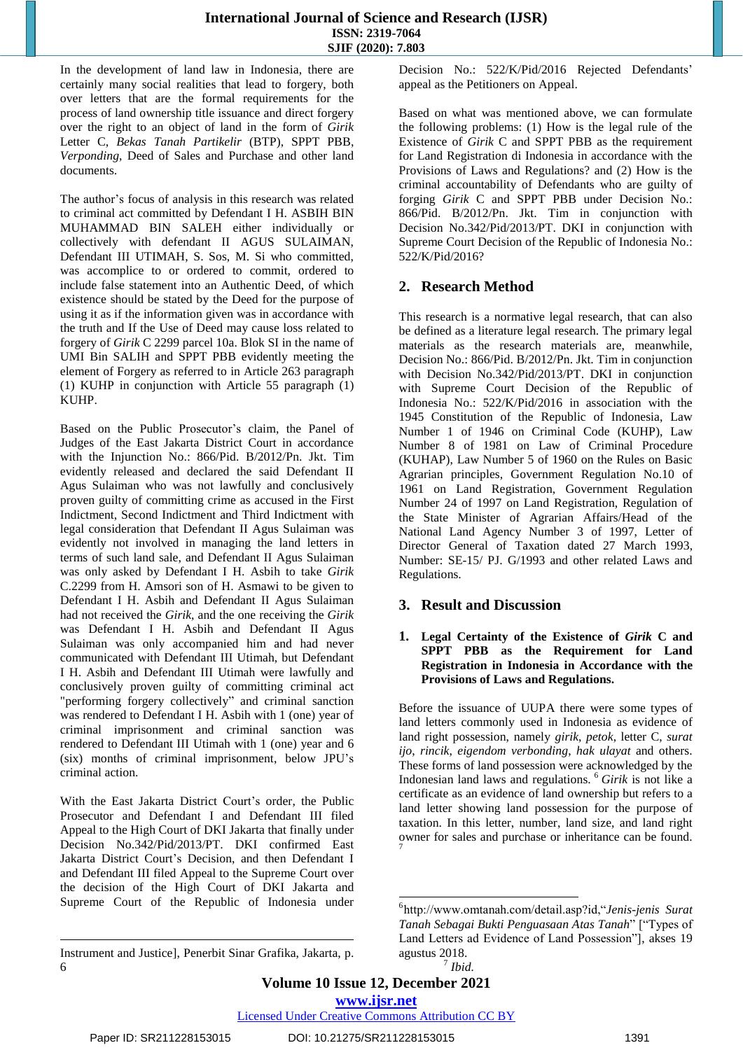In the development of land law in Indonesia, there are certainly many social realities that lead to forgery, both over letters that are the formal requirements for the process of land ownership title issuance and direct forgery over the right to an object of land in the form of *Girik* Letter C, *Bekas Tanah Partikelir* (BTP), SPPT PBB, *Verponding*, Deed of Sales and Purchase and other land documents.

The author's focus of analysis in this research was related to criminal act committed by Defendant I H. ASBIH BIN MUHAMMAD BIN SALEH either individually or collectively with defendant II AGUS SULAIMAN, Defendant III UTIMAH, S. Sos, M. Si who committed, was accomplice to or ordered to commit, ordered to include false statement into an Authentic Deed, of which existence should be stated by the Deed for the purpose of using it as if the information given was in accordance with the truth and If the Use of Deed may cause loss related to forgery of *Girik* C 2299 parcel 10a. Blok SI in the name of UMI Bin SALIH and SPPT PBB evidently meeting the element of Forgery as referred to in Article 263 paragraph (1) KUHP in conjunction with Article 55 paragraph (1) KUHP.

Based on the Public Prosecutor's claim, the Panel of Judges of the East Jakarta District Court in accordance with the Injunction No.: 866/Pid. B/2012/Pn. Jkt. Tim evidently released and declared the said Defendant II Agus Sulaiman who was not lawfully and conclusively proven guilty of committing crime as accused in the First Indictment, Second Indictment and Third Indictment with legal consideration that Defendant II Agus Sulaiman was evidently not involved in managing the land letters in terms of such land sale, and Defendant II Agus Sulaiman was only asked by Defendant I H. Asbih to take *Girik* C.2299 from H. Amsori son of H. Asmawi to be given to Defendant I H. Asbih and Defendant II Agus Sulaiman had not received the *Girik*, and the one receiving the *Girik* was Defendant I H. Asbih and Defendant II Agus Sulaiman was only accompanied him and had never communicated with Defendant III Utimah, but Defendant I H. Asbih and Defendant III Utimah were lawfully and conclusively proven guilty of committing criminal act "performing forgery collectively" and criminal sanction was rendered to Defendant I H. Asbih with 1 (one) year of criminal imprisonment and criminal sanction was rendered to Defendant III Utimah with 1 (one) year and 6 (six) months of criminal imprisonment, below JPU's criminal action.

With the East Jakarta District Court's order, the Public Prosecutor and Defendant I and Defendant III filed Appeal to the High Court of DKI Jakarta that finally under Decision No.342/Pid/2013/PT. DKI confirmed East Jakarta District Court's Decision, and then Defendant I and Defendant III filed Appeal to the Supreme Court over the decision of the High Court of DKI Jakarta and Supreme Court of the Republic of Indonesia under Decision No.: 522/K/Pid/2016 Rejected Defendants' appeal as the Petitioners on Appeal.

Based on what was mentioned above, we can formulate the following problems: (1) How is the legal rule of the Existence of *Girik* C and SPPT PBB as the requirement for Land Registration di Indonesia in accordance with the Provisions of Laws and Regulations? and (2) How is the criminal accountability of Defendants who are guilty of forging *Girik* C and SPPT PBB under Decision No.: 866/Pid. B/2012/Pn. Jkt. Tim in conjunction with Decision No.342/Pid/2013/PT. DKI in conjunction with Supreme Court Decision of the Republic of Indonesia No.: 522/K/Pid/2016?

## 2. Research Method

This research is a normative legal research, that can also be defined as a literature legal research. The primary legal materials as the research materials are, meanwhile, Decision No.: 866/Pid. B/2012/Pn. Jkt. Tim in conjunction with Decision No.342/Pid/2013/PT. DKI in conjunction with Supreme Court Decision of the Republic of Indonesia No.: 522/K/Pid/2016 in association with the 1945 Constitution of the Republic of Indonesia, Law Number 1 of 1946 on Criminal Code (KUHP), Law Number 8 of 1981 on Law of Criminal Procedure (KUHAP), Law Number 5 of 1960 on the Rules on Basic Agrarian principles, Government Regulation No.10 of 1961 on Land Registration, Government Regulation Number 24 of 1997 on Land Registration, Regulation of the State Minister of Agrarian Affairs/Head of the National Land Agency Number 3 of 1997, Letter of Director General of Taxation dated 27 March 1993, Number: SE-15/ PJ. G/1993 and other related Laws and Regulations.

## 3. Result and Discussion

### 1. Legal Certainty of the Existence of *Girik* C and SPPT PBB as the Requirement for Land Registration in Indonesia in Accordance with the Provisions of Laws and Regulations.

Before the issuance of UUPA there were some types of land letters commonly used in Indonesia as evidence of land right possession, namely *girik*, *petok*, letter C, *surat ijo*, *rincik*, *eigendom verbonding*, *hak ulayat* and others. These forms of land possession were acknowledged by the Indonesian land laws and regulations. [6] *Girik* is not like a certificate as an evidence of land ownership but refers to a land letter showing land possession for the purpose of taxation. In this letter, number, land size, and land right owner for sales and purchase or inheritance can be found. [7]

---

Instrument and Justice], Penerbit Sinar Grafika, Jakarta, p. 6

[6] http://www.omtanah.com/detail.asp?id,"*Jenis-jenis Surat Tanah Sebagai Bukti Penguasaan Atas Tanah*" ["Types of Land Letters ad Evidence of Land Possession"], akses 19 agustus 2018.

[7] *Ibid.*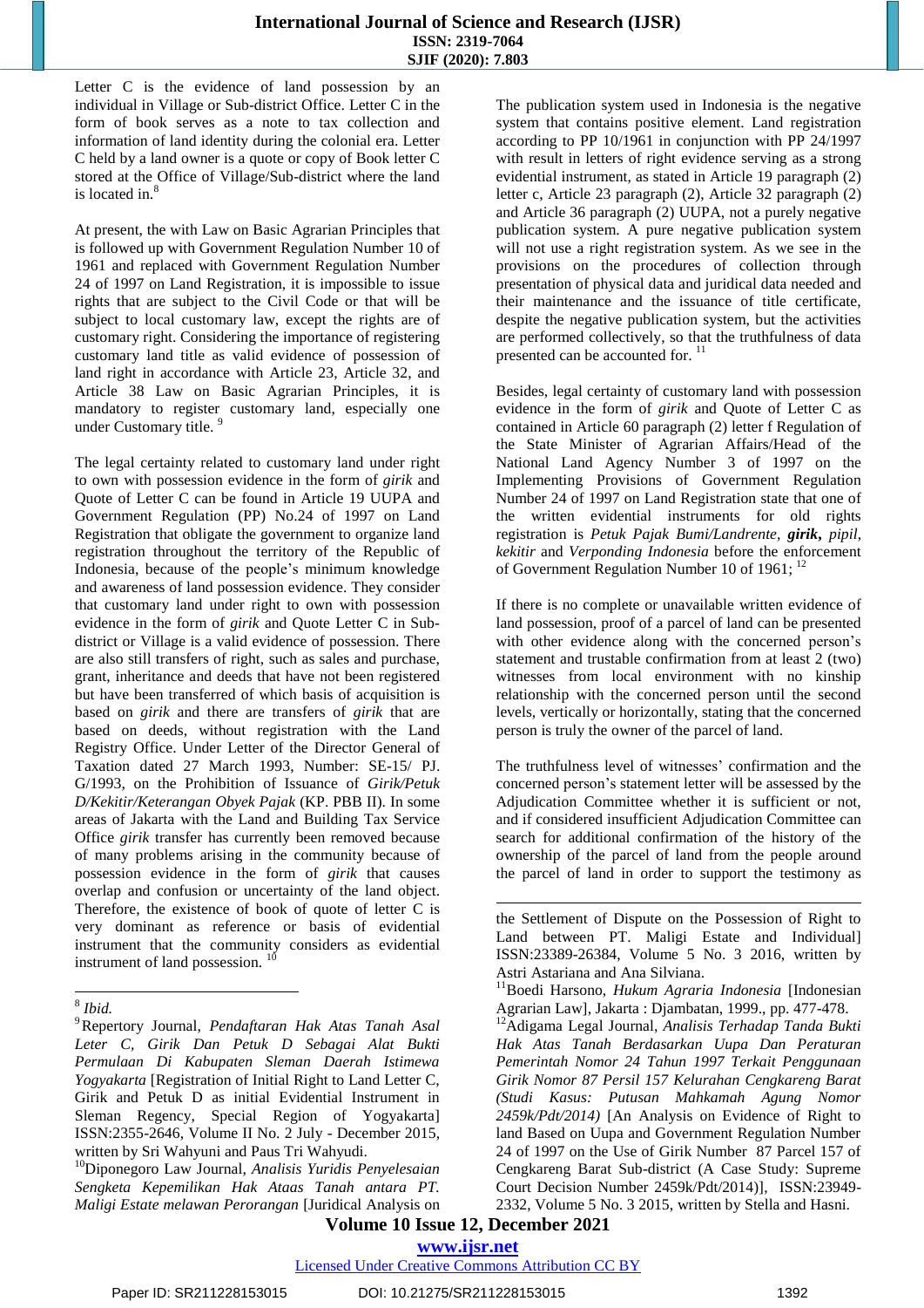Letter C is the evidence of land possession by an individual in Village or Sub-district Office. Letter C in the form of book serves as a note to tax collection and information of land identity during the colonial era. Letter C held by a land owner is a quote or copy of Book letter C stored at the Office of Village/Sub-district where the land is located in.[8]

At present, the with Law on Basic Agrarian Principles that is followed up with Government Regulation Number 10 of 1961 and replaced with Government Regulation Number 24 of 1997 on Land Registration, it is impossible to issue rights that are subject to the Civil Code or that will be subject to local customary law, except the rights are of customary right. Considering the importance of registering customary land title as valid evidence of possession of land right in accordance with Article 23, Article 32, and Article 38 Law on Basic Agrarian Principles, it is mandatory to register customary land, especially one under Customary title. [9]

The legal certainty related to customary land under right to own with possession evidence in the form of *girik* and Quote of Letter C can be found in Article 19 UUPA and Government Regulation (PP) No.24 of 1997 on Land Registration that obligate the government to organize land registration throughout the territory of the Republic of Indonesia, because of the people's minimum knowledge and awareness of land possession evidence. They consider that customary land under right to own with possession evidence in the form of *girik* and Quote Letter C in Sub-district or Village is a valid evidence of possession. There are also still transfers of right, such as sales and purchase, grant, inheritance and deeds that have not been registered but have been transferred of which basis of acquisition is based on *girik* and there are transfers of *girik* that are based on deeds, without registration with the Land Registry Office. Under Letter of the Director General of Taxation dated 27 March 1993, Number: SE-15/ PJ. G/1993, on the Prohibition of Issuance of *Girik/Petuk D/Kekitir/Keterangan Obyek Pajak* (KP. PBB II). In some areas of Jakarta with the Land and Building Tax Service Office *girik* transfer has currently been removed because of many problems arising in the community because of possession evidence in the form of *girik* that causes overlap and confusion or uncertainty of the land object. Therefore, the existence of book of quote of letter C is very dominant as reference or basis of evidential instrument that the community considers as evidential instrument of land possession. [10]

The publication system used in Indonesia is the negative system that contains positive element. Land registration according to PP 10/1961 in conjunction with PP 24/1997 with result in letters of right evidence serving as a strong evidential instrument, as stated in Article 19 paragraph (2) letter c, Article 23 paragraph (2), Article 32 paragraph (2) and Article 36 paragraph (2) UUPA, not a purely negative publication system. A pure negative publication system will not use a right registration system. As we see in the provisions on the procedures of collection through presentation of physical data and juridical data needed and their maintenance and the issuance of title certificate, despite the negative publication system, but the activities are performed collectively, so that the truthfulness of data presented can be accounted for. [11]

Besides, legal certainty of customary land with possession evidence in the form of *girik* and Quote of Letter C as contained in Article 60 paragraph (2) letter f Regulation of the State Minister of Agrarian Affairs/Head of the National Land Agency Number 3 of 1997 on the Implementing Provisions of Government Regulation Number 24 of 1997 on Land Registration state that one of the written evidential instruments for old rights registration is *Petuk Pajak Bumi/Landrente*, ***girik***, *pipil*, *kekitir* and *Verponding Indonesia* before the enforcement of Government Regulation Number 10 of 1961; [12]

If there is no complete or unavailable written evidence of land possession, proof of a parcel of land can be presented with other evidence along with the concerned person's statement and trustable confirmation from at least 2 (two) witnesses from local environment with no kinship relationship with the concerned person until the second levels, vertically or horizontally, stating that the concerned person is truly the owner of the parcel of land.

The truthfulness level of witnesses' confirmation and the concerned person's statement letter will be assessed by the Adjudication Committee whether it is sufficient or not, and if considered insufficient Adjudication Committee can search for additional confirmation of the history of the ownership of the parcel of land from the people around the parcel of land in order to support the testimony as

---

[8] *Ibid.*

[9] Repertory Journal, *Pendaftaran Hak Atas Tanah Asal Leter C, Girik Dan Petuk D Sebagai Alat Bukti Permulaan Di Kabupaten Sleman Daerah Istimewa Yogyakarta* [Registration of Initial Right to Land Letter C, Girik and Petuk D as initial Evidential Instrument in Sleman Regency, Special Region of Yogyakarta] ISSN:2355-2646, Volume II No. 2 July - December 2015, written by Sri Wahyuni and Paus Tri Wahyudi.

[10] Diponegoro Law Journal, *Analisis Yuridis Penyelesaian Sengketa Kepemilikan Hak Ataas Tanah antara PT. Maligi Estate melawan Perorangan* [Juridical Analysis on the Settlement of Dispute on the Possession of Right to Land between PT. Maligi Estate and Individual] ISSN:23389-26384, Volume 5 No. 3 2016, written by Astri Astariana and Ana Silviana.

[11] Boedi Harsono, *Hukum Agraria Indonesia* [Indonesian Agrarian Law], Jakarta : Djambatan, 1999., pp. 477-478.

[12] Adigama Legal Journal, *Analisis Terhadap Tanda Bukti Hak Atas Tanah Berdasarkan Uupa Dan Peraturan Pemerintah Nomor 24 Tahun 1997 Terkait Penggunaan Girik Nomor 87 Persil 157 Kelurahan Cengkareng Barat (Studi Kasus: Putusan Mahkamah Agung Nomor 2459k/Pdt/2014)* [An Analysis on Evidence of Right to land Based on Uupa and Government Regulation Number 24 of 1997 on the Use of Girik Number 87 Parcel 157 of Cengkareng Barat Sub-district (A Case Study: Supreme Court Decision Number 2459k/Pdt/2014)], ISSN:23949-2332, Volume 5 No. 3 2015, written by Stella and Hasni.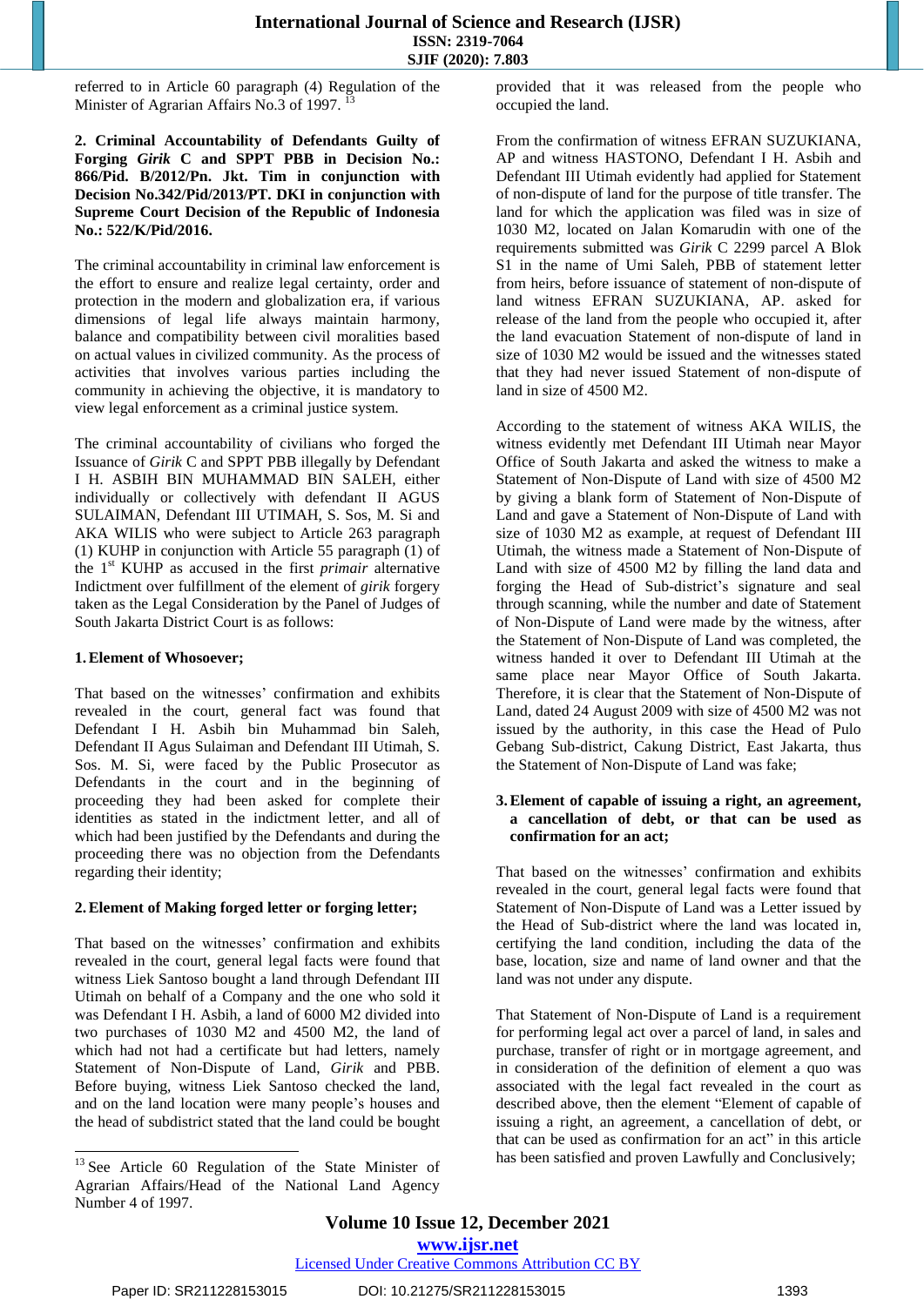referred to in Article 60 paragraph (4) Regulation of the Minister of Agrarian Affairs No.3 of 1997. [13]

**2. Criminal Accountability of Defendants Guilty of Forging *Girik* C and SPPT PBB in Decision No.: 866/Pid. B/2012/Pn. Jkt. Tim in conjunction with Decision No.342/Pid/2013/PT. DKI in conjunction with Supreme Court Decision of the Republic of Indonesia No.: 522/K/Pid/2016.**

The criminal accountability in criminal law enforcement is the effort to ensure and realize legal certainty, order and protection in the modern and globalization era, if various dimensions of legal life always maintain harmony, balance and compatibility between civil moralities based on actual values in civilized community. As the process of activities that involves various parties including the community in achieving the objective, it is mandatory to view legal enforcement as a criminal justice system.

The criminal accountability of civilians who forged the Issuance of *Girik* C and SPPT PBB illegally by Defendant I H. ASBIH BIN MUHAMMAD BIN SALEH, either individually or collectively with defendant II AGUS SULAIMAN, Defendant III UTIMAH, S. Sos, M. Si and AKA WILIS who were subject to Article 263 paragraph (1) KUHP in conjunction with Article 55 paragraph (1) of the 1st KUHP as accused in the first *primair* alternative Indictment over fulfillment of the element of *girik* forgery taken as the Legal Consideration by the Panel of Judges of South Jakarta District Court is as follows:

**1. Element of Whosoever;**

That based on the witnesses' confirmation and exhibits revealed in the court, general legal fact was found that Defendant I H. Asbih bin Muhammad bin Saleh, Defendant II Agus Sulaiman and Defendant III Utimah, S. Sos. M. Si, were faced by the Public Prosecutor as Defendants in the court and in the beginning of proceeding they had been asked for complete their identities as stated in the indictment letter, and all of which had been justified by the Defendants and during the proceeding there was no objection from the Defendants regarding their identity;

**2. Element of Making forged letter or forging letter;**

That based on the witnesses' confirmation and exhibits revealed in the court, general legal facts were found that witness Liek Santoso bought a land through Defendant III Utimah on behalf of a Company and the one who sold it was Defendant I H. Asbih, a land of 6000 M2 divided into two purchases of 1030 M2 and 4500 M2, the land of which had not had a certificate but had letters, namely Statement of Non-Dispute of Land, *Girik* and PBB. Before buying, witness Liek Santoso checked the land, and on the land location were many people's houses and the head of subdistrict stated that the land could be bought provided that it was released from the people who occupied the land.

From the confirmation of witness EFRAN SUZUKIANA, AP and witness HASTONO, Defendant I H. Asbih and Defendant III Utimah evidently had applied for Statement of non-dispute of land for the purpose of title transfer. The land for which the application was filed was in size of 1030 M2, located on Jalan Komarudin with one of the requirements submitted was *Girik* C 2299 parcel A Blok S1 in the name of Umi Saleh, PBB of statement letter from heirs, before issuance of statement of non-dispute of land witness EFRAN SUZUKIANA, AP. asked for release of the land from the people who occupied it, after the land evacuation Statement of non-dispute of land in size of 1030 M2 would be issued and the witnesses stated that they had never issued Statement of non-dispute of land in size of 4500 M2.

According to the statement of witness AKA WILIS, the witness evidently met Defendant III Utimah near Mayor Office of South Jakarta and asked the witness to make a Statement of Non-Dispute of Land with size of 4500 M2 by giving a blank form of Statement of Non-Dispute of Land and gave a Statement of Non-Dispute of Land with size of 1030 M2 as example, at request of Defendant III Utimah, the witness made a Statement of Non-Dispute of Land with size of 4500 M2 by filling the land data and forging the Head of Sub-district's signature and seal through scanning, while the number and date of Statement of Non-Dispute of Land were made by the witness, after the Statement of Non-Dispute of Land was completed, the witness handed it over to Defendant III Utimah at the same place near Mayor Office of South Jakarta. Therefore, it is clear that the Statement of Non-Dispute of Land, dated 24 August 2009 with size of 4500 M2 was not issued by the authority, in this case the Head of Pulo Gebang Sub-district, Cakung District, East Jakarta, thus the Statement of Non-Dispute of Land was fake;

**3. Element of capable of issuing a right, an agreement, a cancellation of debt, or that can be used as confirmation for an act;**

That based on the witnesses' confirmation and exhibits revealed in the court, general legal facts were found that Statement of Non-Dispute of Land was a Letter issued by the Head of Sub-district where the land was located in, certifying the land condition, including the data of the base, location, size and name of land owner and that the land was not under any dispute.

That Statement of Non-Dispute of Land is a requirement for performing legal act over a parcel of land, in sales and purchase, transfer of right or in mortgage agreement, and in consideration of the definition of element a quo was associated with the legal fact revealed in the court as described above, then the element "Element of capable of issuing a right, an agreement, a cancellation of debt, or that can be used as confirmation for an act" in this article has been satisfied and proven Lawfully and Conclusively;

---

[13] See Article 60 Regulation of the State Minister of Agrarian Affairs/Head of the National Land Agency Number 4 of 1997.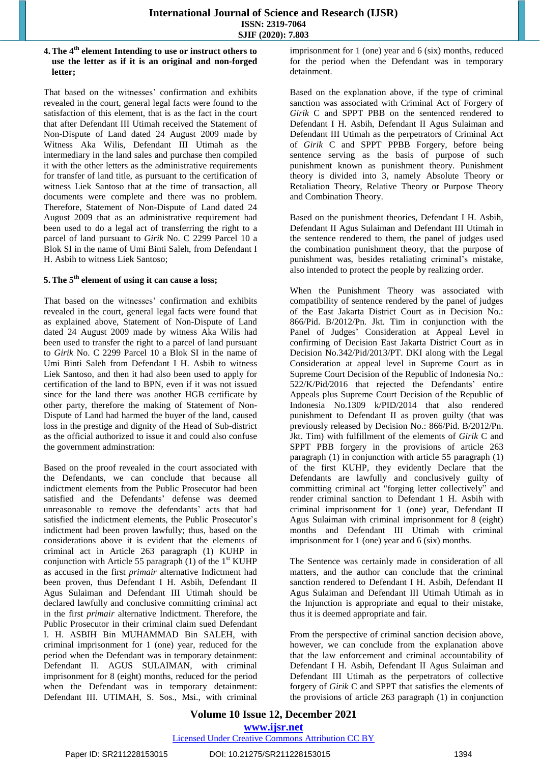**4. The 4th element Intending to use or instruct others to use the letter as if it is an original and non-forged letter;**

That based on the witnesses' confirmation and exhibits revealed in the court, general legal facts were found to the satisfaction of this element, that is as the fact in the court that after Defendant III Utimah received the Statement of Non-Dispute of Land dated 24 August 2009 made by Witness Aka Wilis, Defendant III Utimah as the intermediary in the land sales and purchase then compiled it with the other letters as the administrative requirements for transfer of land title, as pursuant to the certification of witness Liek Santoso that at the time of transaction, all documents were complete and there was no problem. Therefore, Statement of Non-Dispute of Land dated 24 August 2009 that as an administrative requirement had been used to do a legal act of transferring the right to a parcel of land pursuant to *Girik* No. C 2299 Parcel 10 a Blok SI in the name of Umi Binti Saleh, from Defendant I H. Asbih to witness Liek Santoso;

**5. The 5th element of using it can cause a loss;**

That based on the witnesses' confirmation and exhibits revealed in the court, general legal facts were found that as explained above, Statement of Non-Dispute of Land dated 24 August 2009 made by witness Aka Wilis had been used to transfer the right to a parcel of land pursuant to *Girik* No. C 2299 Parcel 10 a Blok SI in the name of Umi Binti Saleh from Defendant I H. Asbih to witness Liek Santoso, and then it had also been used to apply for certification of the land to BPN, even if it was not issued since for the land there was another HGB certificate by other party, therefore the making of Statement of Non-Dispute of Land had harmed the buyer of the land, caused loss in the prestige and dignity of the Head of Sub-district as the official authorized to issue it and could also confuse the government adminstration:

Based on the proof revealed in the court associated with the Defendants, we can conclude that because all indictment elements from the Public Prosecutor had been satisfied and the Defendants' defense was deemed unreasonable to remove the defendants' acts that had satisfied the indictment elements, the Public Prosecutor's indictment had been proven lawful; thus, based on the considerations above it is evident that the elements of criminal act in Article 263 paragraph (1) KUHP in conjunction with Article 55 paragraph (1) of the 1st KUHP as accused in the first *primair* alternative Indictment had been proven, thus Defendant I H. Asbih, Defendant II Agus Sulaiman and Defendant III Utimah should be declared lawfully and conclusive committing criminal act in the first *primair* alternative Indictment. Therefore, the Public Prosecutor in their criminal claim sued Defendant I. H. ASBIH Bin MUHAMMAD Bin SALEH, with criminal imprisonment for 1 (one) year, reduced for the period when the Defendant was in temporary detainment: Defendant II. AGUS SULAIMAN, with criminal imprisonment for 8 (eight) months, reduced for the period when the Defendant was in temporary detainment: Defendant III. UTIMAH, S. Sos., Msi., with criminal imprisonment for 1 (one) year and 6 (six) months, reduced for the period when the Defendant was in temporary detainment.

Based on the explanation above, if the type of criminal sanction was associated with Criminal Act of Forgery of *Girik* C and SPPT PBB on the sentenced rendered to Defendant I H. Asbih, Defendant II Agus Sulaiman and Defendant III Utimah as the perpetrators of Criminal Act of *Girik* C and SPPT PPBB Forgery, before being sentence serving as the basis of purpose of such punishment known as punishment theory. Punishment theory is divided into 3, namely Absolute Theory or Retaliation Theory, Relative Theory or Purpose Theory and Combination Theory.

Based on the punishment theories, Defendant I H. Asbih, Defendant II Agus Sulaiman and Defendant III Utimah in the sentence rendered to them, the panel of judges used the combination punishment theory, that the purpose of punishment was, besides retaliating criminal's mistake, also intended to protect the people by realizing order.

When the Punishment Theory was associated with compatibility of sentence rendered by the panel of judges of the East Jakarta District Court as in Decision No.: 866/Pid. B/2012/Pn. Jkt. Tim in conjunction with the Panel of Judges' Consideration at Appeal Level in confirming of Decision East Jakarta District Court as in Decision No.342/Pid/2013/PT. DKI along with the Legal Consideration at appeal level in Supreme Court as in Supreme Court Decision of the Republic of Indonesia No.: 522/K/Pid/2016 that rejected the Defendants' entire Appeals plus Supreme Court Decision of the Republic of Indonesia No.1309 k/PID/2014 that also rendered punishment to Defendant II as proven guilty (that was previously released by Decision No.: 866/Pid. B/2012/Pn. Jkt. Tim) with fulfillment of the elements of *Girik* C and SPPT PBB forgery in the provisions of article 263 paragraph (1) in conjunction with article 55 paragraph (1) of the first KUHP, they evidently Declare that the Defendants are lawfully and conclusively guilty of committing criminal act "forging letter collectively" and render criminal sanction to Defendant 1 H. Asbih with criminal imprisonment for 1 (one) year, Defendant II Agus Sulaiman with criminal imprisonment for 8 (eight) months and Defendant III Utimah with criminal imprisonment for 1 (one) year and 6 (six) months.

The Sentence was certainly made in consideration of all matters, and the author can conclude that the criminal sanction rendered to Defendant I H. Asbih, Defendant II Agus Sulaiman and Defendant III Utimah Utimah as in the Injunction is appropriate and equal to their mistake, thus it is deemed appropriate and fair.

From the perspective of criminal sanction decision above, however, we can conclude from the explanation above that the law enforcement and criminal accountability of Defendant I H. Asbih, Defendant II Agus Sulaiman and Defendant III Utimah as the perpetrators of collective forgery of *Girik* C and SPPT that satisfies the elements of the provisions of article 263 paragraph (1) in conjunction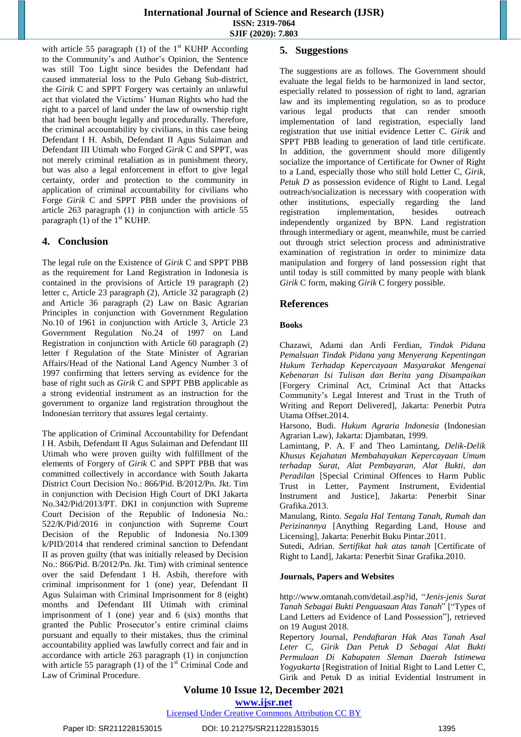with article 55 paragraph (1) of the 1st KUHP According to the Community's and Author's Opinion, the Sentence was still Too Light since besides the Defendant had caused immaterial loss to the Pulo Gebang Sub-district, the *Girik* C and SPPT Forgery was certainly an unlawful act that violated the Victims' Human Rights who had the right to a parcel of land under the law of ownership right that had been bought legally and procedurally. Therefore, the criminal accountability by civilians, in this case being Defendant I H. Asbih, Defendant II Agus Sulaiman and Defendant III Utimah who Forged *Girik* C and SPPT, was not merely criminal retaliation as in punishment theory, but was also a legal enforcement in effort to give legal certainty, order and protection to the community in application of criminal accountability for civilians who Forge *Girik* C and SPPT PBB under the provisions of article 263 paragraph (1) in conjunction with article 55 paragraph (1) of the 1st KUHP.

## 4. Conclusion

The legal rule on the Existence of *Girik* C and SPPT PBB as the requirement for Land Registration in Indonesia is contained in the provisions of Article 19 paragraph (2) letter c, Article 23 paragraph (2), Article 32 paragraph (2) and Article 36 paragraph (2) Law on Basic Agrarian Principles in conjunction with Government Regulation No.10 of 1961 in conjunction with Article 3, Article 23 Government Regulation No.24 of 1997 on Land Registration in conjunction with Article 60 paragraph (2) letter f Regulation of the State Minister of Agrarian Affairs/Head of the National Land Agency Number 3 of 1997 confirming that letters serving as evidence for the base of right such as *Girik* C and SPPT PBB applicable as a strong evidential instrument as an instruction for the government to organize land registration throughout the Indonesian territory that assures legal certainty.

The application of Criminal Accountability for Defendant I H. Asbih, Defendant II Agus Sulaiman and Defendant III Utimah who were proven guilty with fulfillment of the elements of Forgery of *Girik* C and SPPT PBB that was committed collectively in accordance with South Jakarta District Court Decision No.: 866/Pid. B/2012/Pn. Jkt. Tim in conjunction with Decision High Court of DKI Jakarta No.342/Pid/2013/PT. DKI in conjunction with Supreme Court Decision of the Republic of Indonesia No.: 522/K/Pid/2016 in conjunction with Supreme Court Decision of the Republic of Indonesia No.1309 k/PID/2014 that rendered criminal sanction to Defendant II as proven guilty (that was initially released by Decision No.: 866/Pid. B/2012/Pn. Jkt. Tim) with criminal sentence over the said Defendant 1 H. Asbih, therefore with criminal imprisonment for 1 (one) year, Defendant II Agus Sulaiman with Criminal Imprisonment for 8 (eight) months and Defendant III Utimah with criminal imprisonment of 1 (one) year and 6 (six) months that granted the Public Prosecutor's entire criminal claims pursuant and equally to their mistakes, thus the criminal accountability applied was lawfully correct and fair and in accordance with article 263 paragraph (1) in conjunction with article 55 paragraph (1) of the 1st Criminal Code and Law of Criminal Procedure.

## 5. Suggestions

The suggestions are as follows. The Government should evaluate the legal fields to be harmonized in land sector, especially related to possession of right to land, agrarian law and its implementing regulation, so as to produce various legal products that can render smooth implementation of land registration, especially land registration that use initial evidence Letter C. *Girik* and SPPT PBB leading to generation of land title certificate. In addition, the government should more diligently socialize the importance of Certificate for Owner of Right to a Land, especially those who still hold Letter C, *Girik*, *Petuk D* as possession evidence of Right to Land. Legal outreach/socialization is necessary with cooperation with other institutions, especially regarding the land registration implementation, besides outreach independently organized by BPN. Land registration through intermediary or agent, meanwhile, must be carried out through strict selection process and administrative examination of registration in order to minimize data manipulation and forgery of land possession right that until today is still committed by many people with blank *Girik* C form, making *Girik* C forgery possible.

## References

### Books

Chazawi, Adami dan Ardi Ferdian, *Tindak Pidana Pemalsuan Tindak Pidana yang Menyerang Kepentingan Hukum Terhadap Kepercayaan Masyarakat Mengenai Kebenaran Isi Tulisan dan Berita yang Disampaikan* [Forgery Criminal Act, Criminal Act that Attacks Community's Legal Interest and Trust in the Truth of Writing and Report Delivered], Jakarta: Penerbit Putra Utama Offset.2014.

Harsono, Budi. *Hukum Agraria Indonesia* (Indonesian Agrarian Law), Jakarta: Djambatan, 1999.

Lamintang, P. A. F and Theo Lamintang, *Delik-Delik Khusus Kejahatan Membahayakan Kepercayaan Umum terhadap Surat, Alat Pembayaran, Alat Bukti, dan Peradilan* [Special Criminal Offences to Harm Public Trust in Letter, Payment Instrument, Evidential Instrument and Justice], Jakarta: Penerbit Sinar Grafika.2013.

Manulang, Rinto. *Segala Hal Tentang Tanah, Rumah dan Perizinannya* [Anything Regarding Land, House and Licensing], Jakarta: Penerbit Buku Pintar.2011.

Sutedi, Adrian. *Sertifikat hak atas tanah* [Certificate of Right to Land], Jakarta: Penerbit Sinar Grafika.2010.

### Journals, Papers and Websites

http://www.omtanah.com/detail.asp?id, "*Jenis-jenis Surat Tanah Sebagai Bukti Penguasaan Atas Tanah*" ["Types of Land Letters ad Evidence of Land Possession"], retrieved on 19 August 2018.

Repertory Journal, *Pendaftaran Hak Atas Tanah Asal Leter C, Girik Dan Petuk D Sebagai Alat Bukti Permulaan Di Kabupaten Sleman Daerah Istimewa Yogyakarta* [Registration of Initial Right to Land Letter C, Girik and Petuk D as initial Evidential Instrument in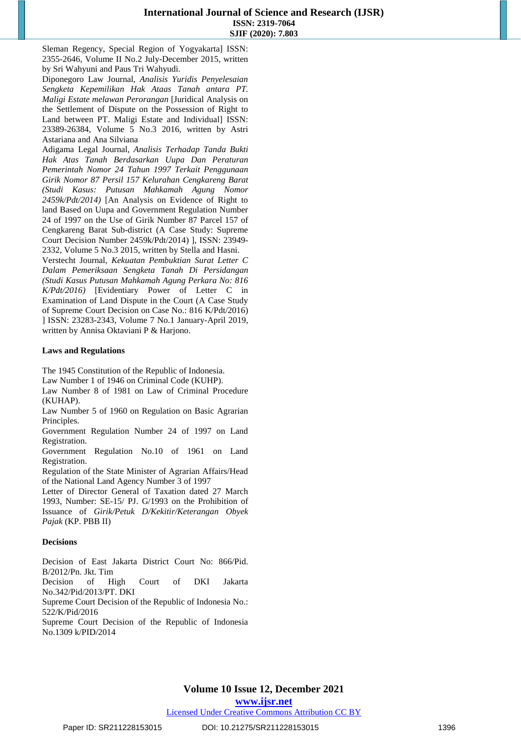Sleman Regency, Special Region of Yogyakarta] ISSN: 2355-2646, Volume II No.2 July-December 2015, written by Sri Wahyuni and Paus Tri Wahyudi.

Diponegoro Law Journal, *Analisis Yuridis Penyelesaian Sengketa Kepemilikan Hak Ataas Tanah antara PT. Maligi Estate melawan Perorangan* [Juridical Analysis on the Settlement of Dispute on the Possession of Right to Land between PT. Maligi Estate and Individual] ISSN: 23389-26384, Volume 5 No.3 2016, written by Astri Astariana and Ana Silviana

Adigama Legal Journal, *Analisis Terhadap Tanda Bukti Hak Atas Tanah Berdasarkan Uupa Dan Peraturan Pemerintah Nomor 24 Tahun 1997 Terkait Penggunaan Girik Nomor 87 Persil 157 Kelurahan Cengkareng Barat (Studi Kasus: Putusan Mahkamah Agung Nomor 2459k/Pdt/2014)* [An Analysis on Evidence of Right to land Based on Uupa and Government Regulation Number 24 of 1997 on the Use of Girik Number 87 Parcel 157 of Cengkareng Barat Sub-district (A Case Study: Supreme Court Decision Number 2459k/Pdt/2014) ], ISSN: 23949-2332, Volume 5 No.3 2015, written by Stella and Hasni.

Verstecht Journal, *Kekuatan Pembuktian Surat Letter C Dalam Pemeriksaan Sengketa Tanah Di Persidangan (Studi Kasus Putusan Mahkamah Agung Perkara No: 816 K/Pdt/2016)* [Evidentiary Power of Letter C in Examination of Land Dispute in the Court (A Case Study of Supreme Court Decision on Case No.: 816 K/Pdt/2016) ] ISSN: 23283-2343, Volume 7 No.1 January-April 2019, written by Annisa Oktaviani P & Harjono.

**Laws and Regulations**

The 1945 Constitution of the Republic of Indonesia.

Law Number 1 of 1946 on Criminal Code (KUHP).

Law Number 8 of 1981 on Law of Criminal Procedure (KUHAP).

Law Number 5 of 1960 on Regulation on Basic Agrarian Principles.

Government Regulation Number 24 of 1997 on Land Registration.

Government Regulation No.10 of 1961 on Land Registration.

Regulation of the State Minister of Agrarian Affairs/Head of the National Land Agency Number 3 of 1997

Letter of Director General of Taxation dated 27 March 1993, Number: SE-15/ PJ. G/1993 on the Prohibition of Issuance of *Girik/Petuk D/Kekitir/Keterangan Obyek Pajak* (KP. PBB II)

**Decisions**

Decision of East Jakarta District Court No: 866/Pid. B/2012/Pn. Jkt. Tim

Decision of High Court of DKI Jakarta No.342/Pid/2013/PT. DKI

Supreme Court Decision of the Republic of Indonesia No.: 522/K/Pid/2016

Supreme Court Decision of the Republic of Indonesia No.1309 k/PID/2014